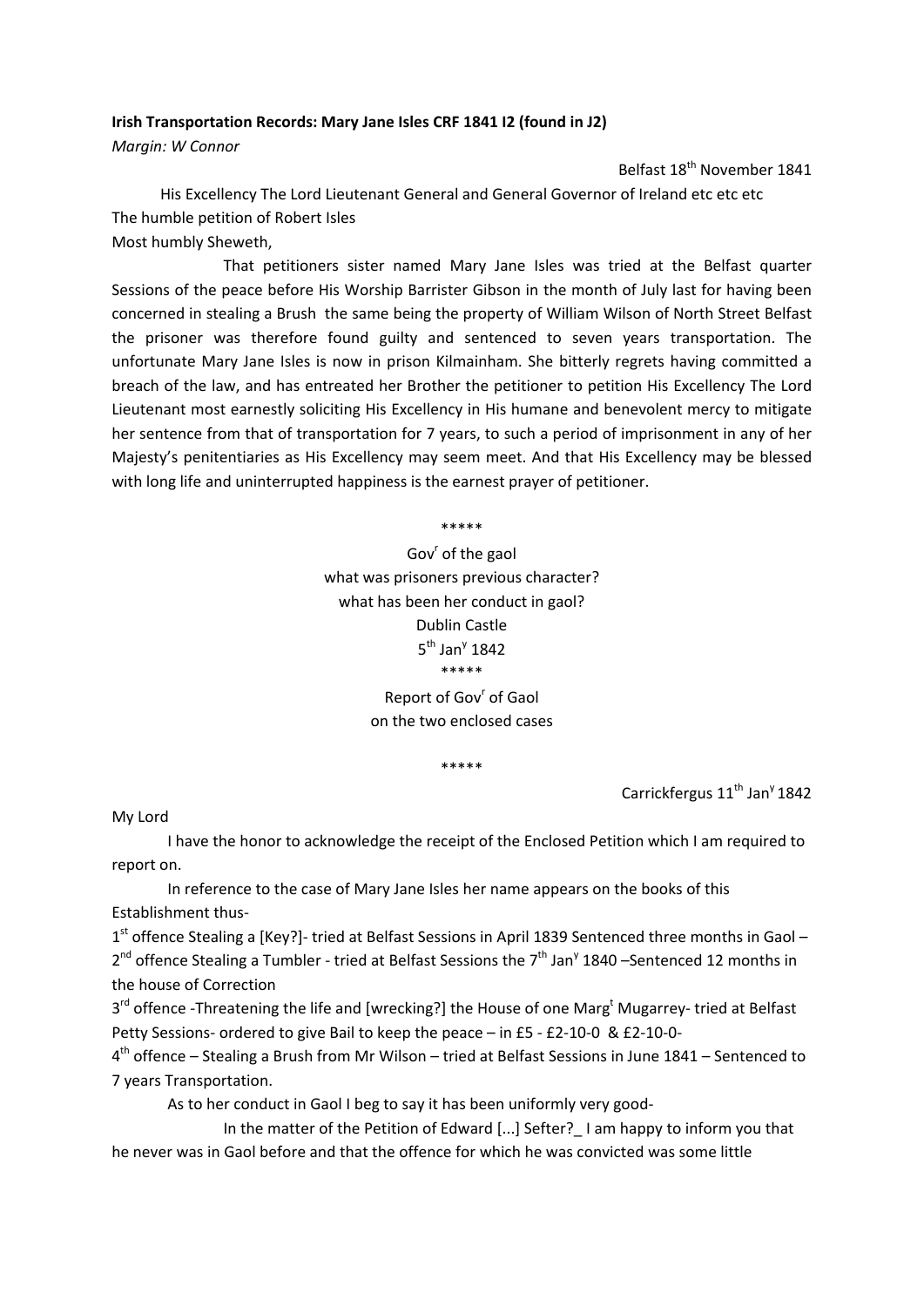**Irish Transportation Records: Mary Jane Isles CRF 1841 I2 (found in J2)**

*Margin: W Connor*

Belfast 18th November 1841

His Excellency The Lord Lieutenant General and General Governor of Ireland etc etc etc

The humble petition of Robert Isles

Most humbly Sheweth,

That petitioners sister named Mary Jane Isles was tried at the Belfast quarter Sessions of the peace before His Worship Barrister Gibson in the month of July last for having been concerned in stealing a Brush the same being the property of William Wilson of North Street Belfast the prisoner was therefore found guilty and sentenced to seven years transportation. The unfortunate Mary Jane Isles is now in prison Kilmainham. She bitterly regrets having committed a breach of the law, and has entreated her Brother the petitioner to petition His Excellency The Lord Lieutenant most earnestly soliciting His Excellency in His humane and benevolent mercy to mitigate her sentence from that of transportation for 7 years, to such a period of imprisonment in any of her Majesty's penitentiaries as His Excellency may seem meet. And that His Excellency may be blessed with long life and uninterrupted happiness is the earnest prayer of petitioner.

\*\*\*\*\*

Govr of the gaol

what was prisoners previous character?

what has been her conduct in gaol?

Dublin Castle

5th Jany 1842

\*\*\*\*\*

Report of Govr of Gaol

on the two enclosed cases

\*\*\*\*\*

Carrickfergus 11th Jany 1842

My Lord

I have the honor to acknowledge the receipt of the Enclosed Petition which I am required to report on.

In reference to the case of Mary Jane Isles her name appears on the books of this Establishment thus-

1st offence Stealing a [Key?]- tried at Belfast Sessions in April 1839 Sentenced three months in Gaol –

2nd offence Stealing a Tumbler - tried at Belfast Sessions the 7th Jany 1840 –Sentenced 12 months in the house of Correction

3rd offence -Threatening the life and [wrecking?] the House of one Margt Mugarrey- tried at Belfast Petty Sessions- ordered to give Bail to keep the peace – in £5 - £2-10-0 & £2-10-0-

4th offence – Stealing a Brush from Mr Wilson – tried at Belfast Sessions in June 1841 – Sentenced to 7 years Transportation.

As to her conduct in Gaol I beg to say it has been uniformly very good-

In the matter of the Petition of Edward [...] Sefter?_ I am happy to inform you that he never was in Gaol before and that the offence for which he was convicted was some little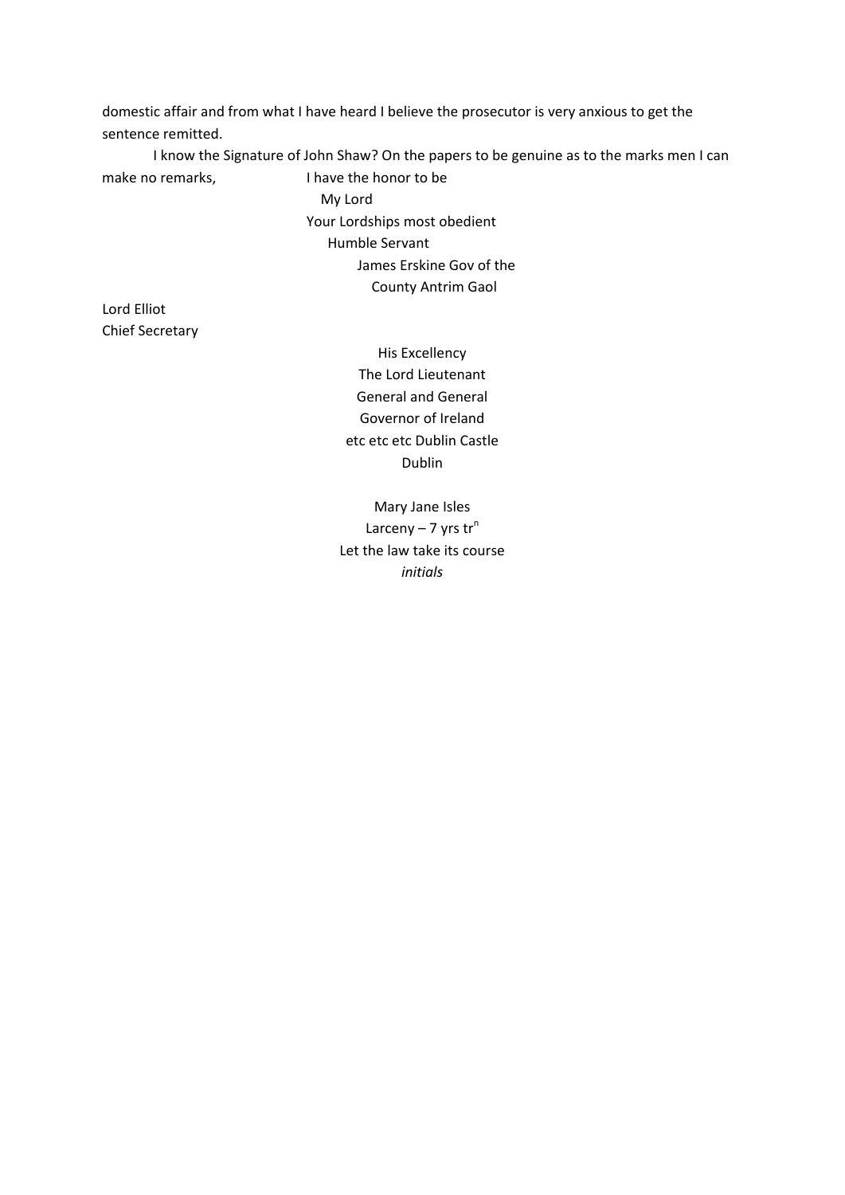domestic affair and from what I have heard I believe the prosecutor is very anxious to get the sentence remitted.

I know the Signature of John Shaw? On the papers to be genuine as to the marks men I can make no remarks, I have the honor to be

My Lord

Your Lordships most obedient

Humble Servant

James Erskine Gov of the County Antrim Gaol

Lord Elliot
Chief Secretary

His Excellency
The Lord Lieutenant
General and General
Governor of Ireland
etc etc etc Dublin Castle
Dublin

Mary Jane Isles
Larceny – 7 yrs tr$^{n}$
Let the law take its course
*initials*